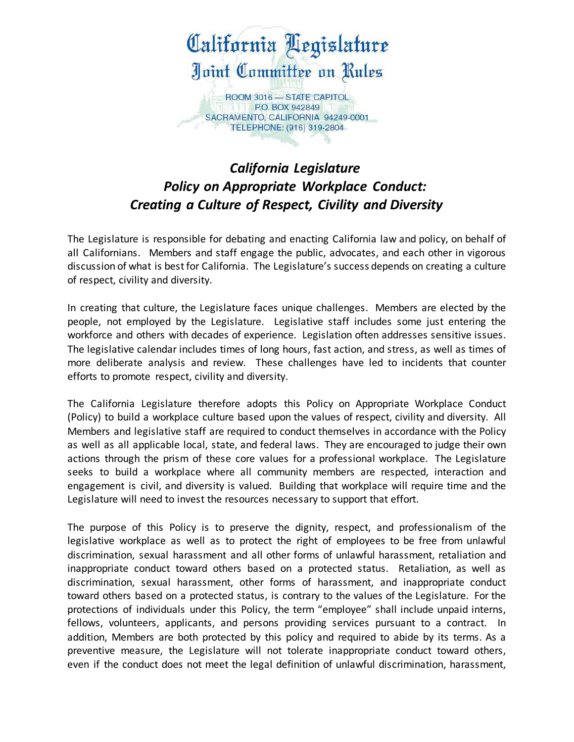# California Legislature
## Joint Committee on Rules

ROOM 3016 — STATE CAPITOL
P.O. BOX 942849
SACRAMENTO, CALIFORNIA 94249-0001
TELEPHONE: (916) 319-2804

## *California Legislature Policy on Appropriate Workplace Conduct: Creating a Culture of Respect, Civility and Diversity*

The Legislature is responsible for debating and enacting California law and policy, on behalf of all Californians. Members and staff engage the public, advocates, and each other in vigorous discussion of what is best for California. The Legislature's success depends on creating a culture of respect, civility and diversity.

In creating that culture, the Legislature faces unique challenges. Members are elected by the people, not employed by the Legislature. Legislative staff includes some just entering the workforce and others with decades of experience. Legislation often addresses sensitive issues. The legislative calendar includes times of long hours, fast action, and stress, as well as times of more deliberate analysis and review. These challenges have led to incidents that counter efforts to promote respect, civility and diversity.

The California Legislature therefore adopts this Policy on Appropriate Workplace Conduct (Policy) to build a workplace culture based upon the values of respect, civility and diversity. All Members and legislative staff are required to conduct themselves in accordance with the Policy as well as all applicable local, state, and federal laws. They are encouraged to judge their own actions through the prism of these core values for a professional workplace. The Legislature seeks to build a workplace where all community members are respected, interaction and engagement is civil, and diversity is valued. Building that workplace will require time and the Legislature will need to invest the resources necessary to support that effort.

The purpose of this Policy is to preserve the dignity, respect, and professionalism of the legislative workplace as well as to protect the right of employees to be free from unlawful discrimination, sexual harassment and all other forms of unlawful harassment, retaliation and inappropriate conduct toward others based on a protected status. Retaliation, as well as discrimination, sexual harassment, other forms of harassment, and inappropriate conduct toward others based on a protected status, is contrary to the values of the Legislature. For the protections of individuals under this Policy, the term "employee" shall include unpaid interns, fellows, volunteers, applicants, and persons providing services pursuant to a contract. In addition, Members are both protected by this policy and required to abide by its terms. As a preventive measure, the Legislature will not tolerate inappropriate conduct toward others, even if the conduct does not meet the legal definition of unlawful discrimination, harassment,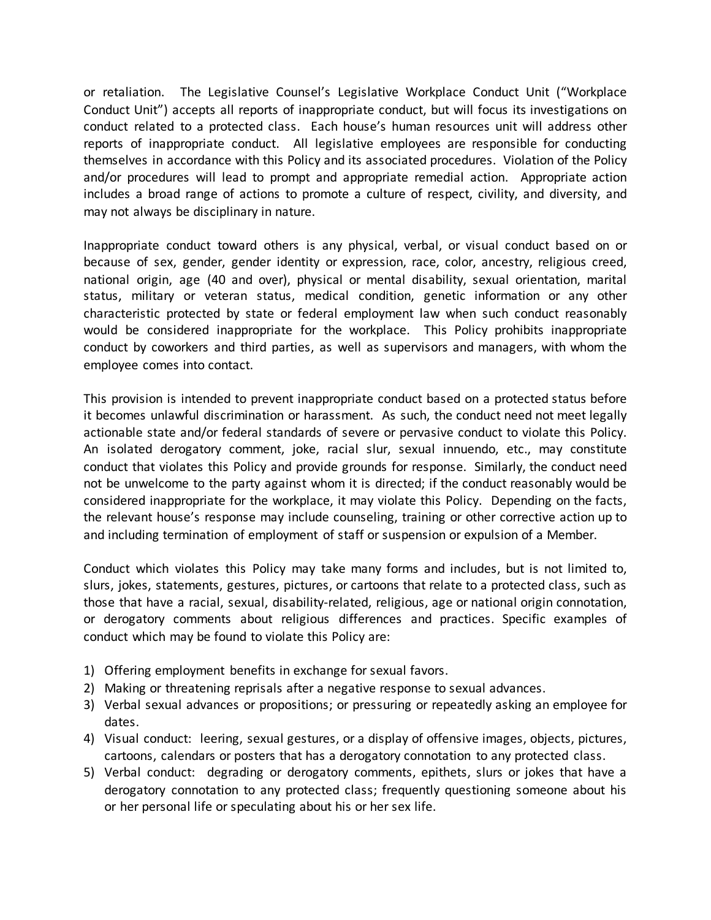or retaliation. The Legislative Counsel's Legislative Workplace Conduct Unit ("Workplace Conduct Unit") accepts all reports of inappropriate conduct, but will focus its investigations on conduct related to a protected class. Each house's human resources unit will address other reports of inappropriate conduct. All legislative employees are responsible for conducting themselves in accordance with this Policy and its associated procedures. Violation of the Policy and/or procedures will lead to prompt and appropriate remedial action. Appropriate action includes a broad range of actions to promote a culture of respect, civility, and diversity, and may not always be disciplinary in nature.

Inappropriate conduct toward others is any physical, verbal, or visual conduct based on or because of sex, gender, gender identity or expression, race, color, ancestry, religious creed, national origin, age (40 and over), physical or mental disability, sexual orientation, marital status, military or veteran status, medical condition, genetic information or any other characteristic protected by state or federal employment law when such conduct reasonably would be considered inappropriate for the workplace. This Policy prohibits inappropriate conduct by coworkers and third parties, as well as supervisors and managers, with whom the employee comes into contact.

This provision is intended to prevent inappropriate conduct based on a protected status before it becomes unlawful discrimination or harassment. As such, the conduct need not meet legally actionable state and/or federal standards of severe or pervasive conduct to violate this Policy. An isolated derogatory comment, joke, racial slur, sexual innuendo, etc., may constitute conduct that violates this Policy and provide grounds for response. Similarly, the conduct need not be unwelcome to the party against whom it is directed; if the conduct reasonably would be considered inappropriate for the workplace, it may violate this Policy. Depending on the facts, the relevant house's response may include counseling, training or other corrective action up to and including termination of employment of staff or suspension or expulsion of a Member.

Conduct which violates this Policy may take many forms and includes, but is not limited to, slurs, jokes, statements, gestures, pictures, or cartoons that relate to a protected class, such as those that have a racial, sexual, disability-related, religious, age or national origin connotation, or derogatory comments about religious differences and practices. Specific examples of conduct which may be found to violate this Policy are:

1) Offering employment benefits in exchange for sexual favors.
2) Making or threatening reprisals after a negative response to sexual advances.
3) Verbal sexual advances or propositions; or pressuring or repeatedly asking an employee for dates.
4) Visual conduct: leering, sexual gestures, or a display of offensive images, objects, pictures, cartoons, calendars or posters that has a derogatory connotation to any protected class.
5) Verbal conduct: degrading or derogatory comments, epithets, slurs or jokes that have a derogatory connotation to any protected class; frequently questioning someone about his or her personal life or speculating about his or her sex life.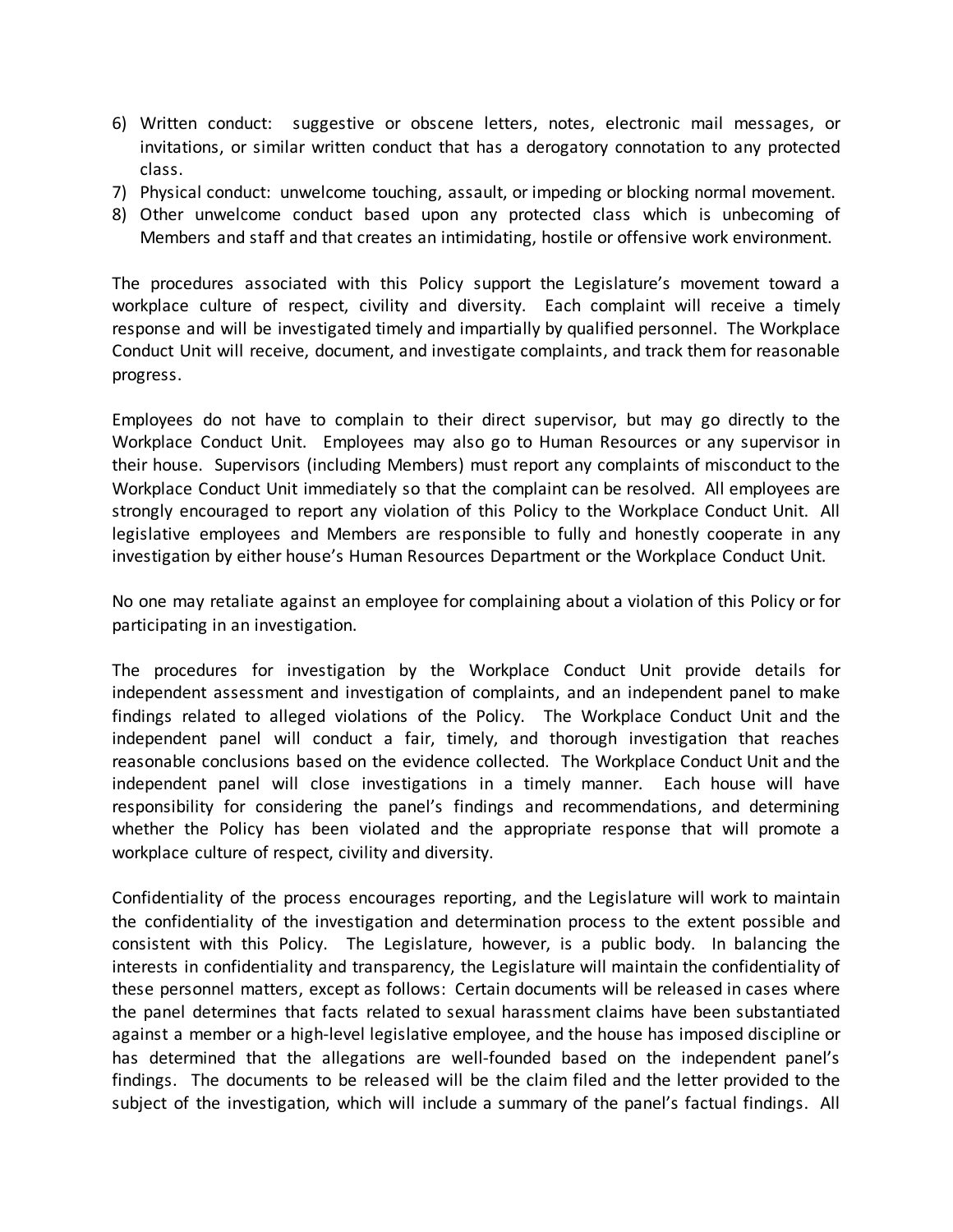6) Written conduct: suggestive or obscene letters, notes, electronic mail messages, or invitations, or similar written conduct that has a derogatory connotation to any protected class.
7) Physical conduct: unwelcome touching, assault, or impeding or blocking normal movement.
8) Other unwelcome conduct based upon any protected class which is unbecoming of Members and staff and that creates an intimidating, hostile or offensive work environment.

The procedures associated with this Policy support the Legislature's movement toward a workplace culture of respect, civility and diversity. Each complaint will receive a timely response and will be investigated timely and impartially by qualified personnel. The Workplace Conduct Unit will receive, document, and investigate complaints, and track them for reasonable progress.

Employees do not have to complain to their direct supervisor, but may go directly to the Workplace Conduct Unit. Employees may also go to Human Resources or any supervisor in their house. Supervisors (including Members) must report any complaints of misconduct to the Workplace Conduct Unit immediately so that the complaint can be resolved. All employees are strongly encouraged to report any violation of this Policy to the Workplace Conduct Unit. All legislative employees and Members are responsible to fully and honestly cooperate in any investigation by either house's Human Resources Department or the Workplace Conduct Unit.

No one may retaliate against an employee for complaining about a violation of this Policy or for participating in an investigation.

The procedures for investigation by the Workplace Conduct Unit provide details for independent assessment and investigation of complaints, and an independent panel to make findings related to alleged violations of the Policy. The Workplace Conduct Unit and the independent panel will conduct a fair, timely, and thorough investigation that reaches reasonable conclusions based on the evidence collected. The Workplace Conduct Unit and the independent panel will close investigations in a timely manner. Each house will have responsibility for considering the panel's findings and recommendations, and determining whether the Policy has been violated and the appropriate response that will promote a workplace culture of respect, civility and diversity.

Confidentiality of the process encourages reporting, and the Legislature will work to maintain the confidentiality of the investigation and determination process to the extent possible and consistent with this Policy. The Legislature, however, is a public body. In balancing the interests in confidentiality and transparency, the Legislature will maintain the confidentiality of these personnel matters, except as follows: Certain documents will be released in cases where the panel determines that facts related to sexual harassment claims have been substantiated against a member or a high-level legislative employee, and the house has imposed discipline or has determined that the allegations are well-founded based on the independent panel's findings. The documents to be released will be the claim filed and the letter provided to the subject of the investigation, which will include a summary of the panel's factual findings. All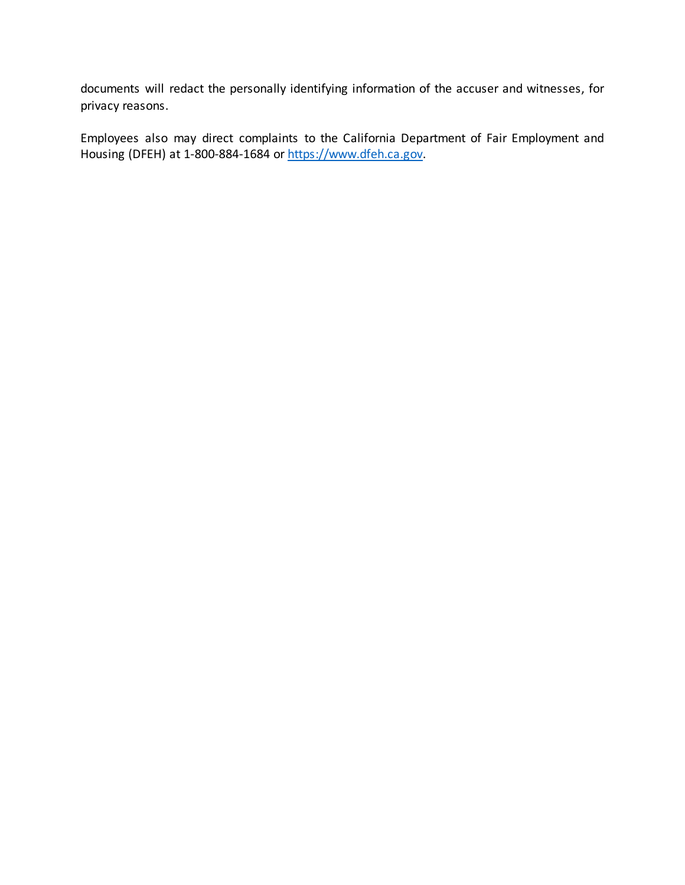documents will redact the personally identifying information of the accuser and witnesses, for privacy reasons.

Employees also may direct complaints to the California Department of Fair Employment and Housing (DFEH) at 1-800-884-1684 or [https://www.dfeh.ca.gov](https://www.dfeh.ca.gov).